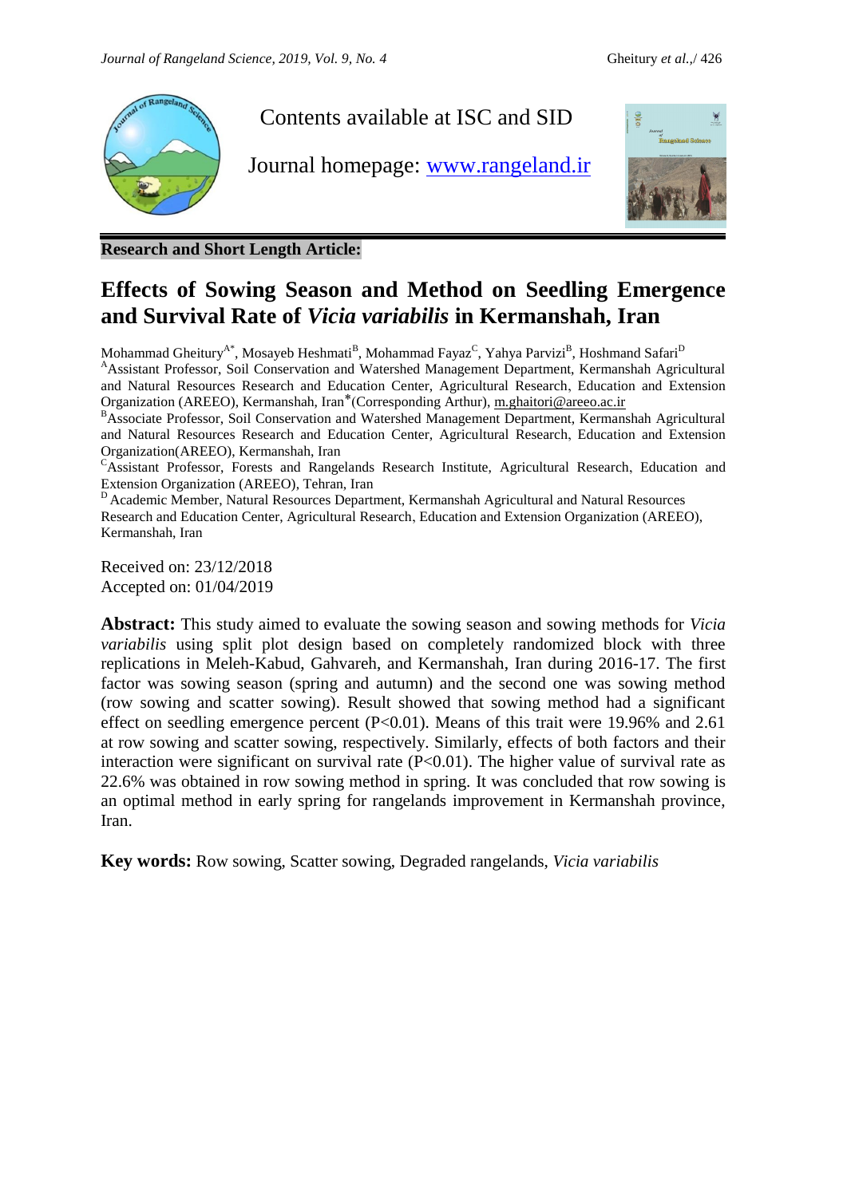Contents available at ISC and SID

Journal homepage: [www.rangeland.ir](http://www.rangeland.ir)

**Research and Short Length Article:**

# Effects of Sowing Season and Method on Seedling Emergence and Survival Rate of *Vicia variabilis* in Kermanshah, Iran

Mohammad Gheitury[A*], Mosayeb Heshmati[B], Mohammad Fayaz[C], Yahya Parvizi[B], Hoshmand Safari[D]

[A]Assistant Professor, Soil Conservation and Watershed Management Department, Kermanshah Agricultural and Natural Resources Research and Education Center, Agricultural Research, Education and Extension Organization (AREEO), Kermanshah, Iran*(Corresponding Arthur), m.ghaitori@areeo.ac.ir

[B]Associate Professor, Soil Conservation and Watershed Management Department, Kermanshah Agricultural and Natural Resources Research and Education Center, Agricultural Research, Education and Extension Organization(AREEO), Kermanshah, Iran

[C]Assistant Professor, Forests and Rangelands Research Institute, Agricultural Research, Education and Extension Organization (AREEO), Tehran, Iran

[D] Academic Member, Natural Resources Department, Kermanshah Agricultural and Natural Resources Research and Education Center, Agricultural Research, Education and Extension Organization (AREEO), Kermanshah, Iran

Received on: 23/12/2018
Accepted on: 01/04/2019

**Abstract:** This study aimed to evaluate the sowing season and sowing methods for *Vicia variabilis* using split plot design based on completely randomized block with three replications in Meleh-Kabud, Gahvareh, and Kermanshah, Iran during 2016-17. The first factor was sowing season (spring and autumn) and the second one was sowing method (row sowing and scatter sowing). Result showed that sowing method had a significant effect on seedling emergence percent ($P<0.01$). Means of this trait were 19.96% and 2.61 at row sowing and scatter sowing, respectively. Similarly, effects of both factors and their interaction were significant on survival rate ($P<0.01$). The higher value of survival rate as 22.6% was obtained in row sowing method in spring. It was concluded that row sowing is an optimal method in early spring for rangelands improvement in Kermanshah province, Iran.

**Key words:** Row sowing, Scatter sowing, Degraded rangelands, *Vicia variabilis*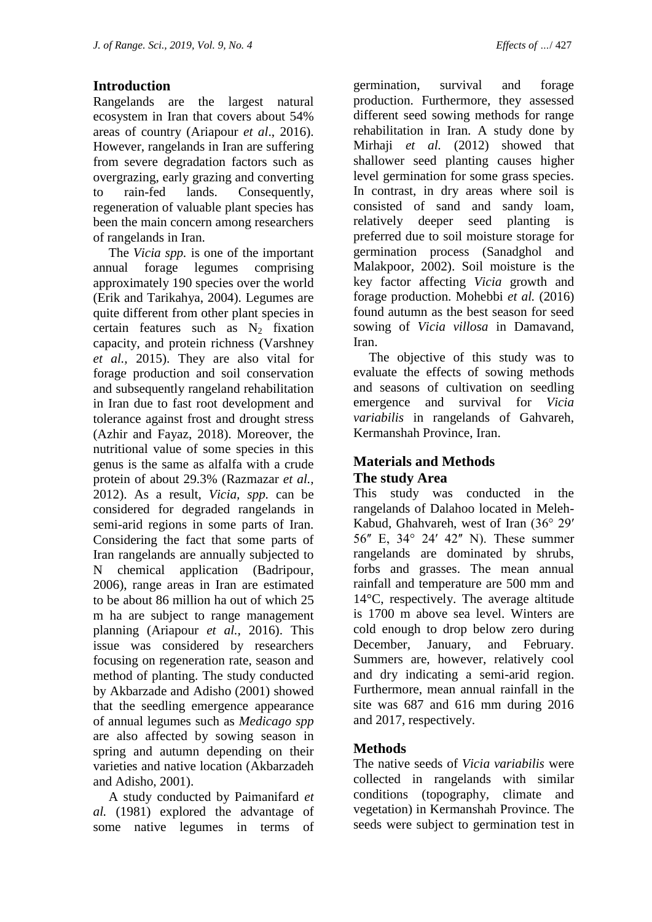## Introduction

Rangelands are the largest natural ecosystem in Iran that covers about 54% areas of country (Ariapour *et al*., 2016). However, rangelands in Iran are suffering from severe degradation factors such as overgrazing, early grazing and converting to rain-fed lands. Consequently, regeneration of valuable plant species has been the main concern among researchers of rangelands in Iran.

The *Vicia spp.* is one of the important annual forage legumes comprising approximately 190 species over the world (Erik and Tarikahya, 2004). Legumes are quite different from other plant species in certain features such as $N_2$ fixation capacity, and protein richness (Varshney *et al.,* 2015). They are also vital for forage production and soil conservation and subsequently rangeland rehabilitation in Iran due to fast root development and tolerance against frost and drought stress (Azhir and Fayaz, 2018). Moreover, the nutritional value of some species in this genus is the same as alfalfa with a crude protein of about 29.3% (Razmazar *et al.,* 2012). As a result, *Vicia, spp.* can be considered for degraded rangelands in semi-arid regions in some parts of Iran. Considering the fact that some parts of Iran rangelands are annually subjected to N chemical application (Badripour, 2006), range areas in Iran are estimated to be about 86 million ha out of which 25 m ha are subject to range management planning (Ariapour *et al.,* 2016). This issue was considered by researchers focusing on regeneration rate, season and method of planting. The study conducted by Akbarzade and Adisho (2001) showed that the seedling emergence appearance of annual legumes such as *Medicago spp* are also affected by sowing season in spring and autumn depending on their varieties and native location (Akbarzadeh and Adisho, 2001).

A study conducted by Paimanifard *et al.* (1981) explored the advantage of some native legumes in terms of germination, survival and forage production. Furthermore, they assessed different seed sowing methods for range rehabilitation in Iran. A study done by Mirhaji *et al.* (2012) showed that shallower seed planting causes higher level germination for some grass species. In contrast, in dry areas where soil is consisted of sand and sandy loam, relatively deeper seed planting is preferred due to soil moisture storage for germination process (Sanadghol and Malakpoor, 2002). Soil moisture is the key factor affecting *Vicia* growth and forage production. Mohebbi *et al.* (2016) found autumn as the best season for seed sowing of *Vicia villosa* in Damavand, Iran.

The objective of this study was to evaluate the effects of sowing methods and seasons of cultivation on seedling emergence and survival for *Vicia variabilis* in rangelands of Gahvareh, Kermanshah Province, Iran.

## Materials and Methods

### The study Area

This study was conducted in the rangelands of Dalahoo located in Meleh-Kabud, Ghahvareh, west of Iran (36° 29′ 56″ E, 34° 24′ 42″ N). These summer rangelands are dominated by shrubs, forbs and grasses. The mean annual rainfall and temperature are 500 mm and 14°C, respectively. The average altitude is 1700 m above sea level. Winters are cold enough to drop below zero during December, January, and February. Summers are, however, relatively cool and dry indicating a semi-arid region. Furthermore, mean annual rainfall in the site was 687 and 616 mm during 2016 and 2017, respectively.

### Methods

The native seeds of *Vicia variabilis* were collected in rangelands with similar conditions (topography, climate and vegetation) in Kermanshah Province. The seeds were subject to germination test in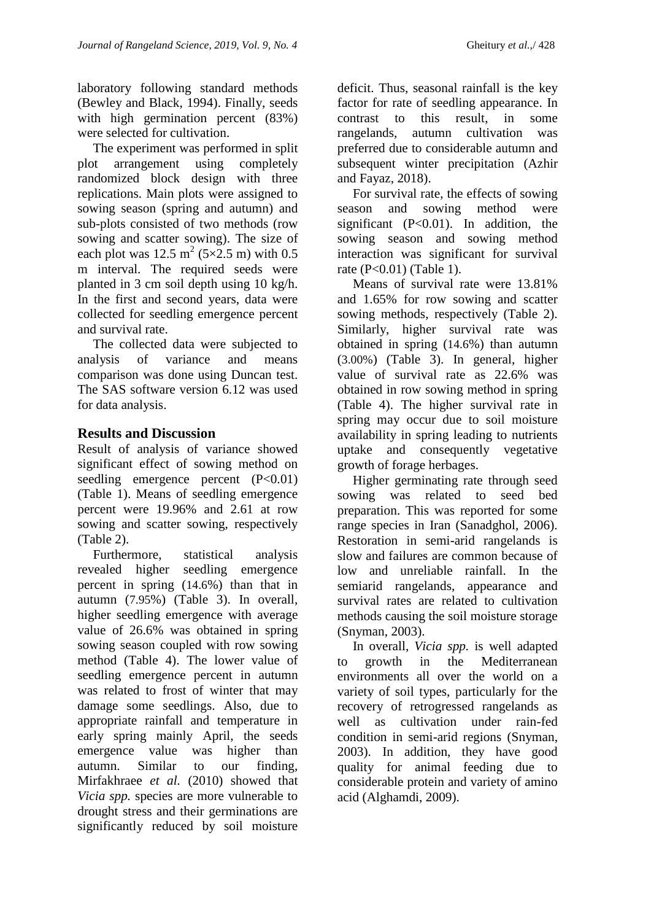laboratory following standard methods (Bewley and Black, 1994). Finally, seeds with high germination percent (83%) were selected for cultivation.

The experiment was performed in split plot arrangement using completely randomized block design with three replications. Main plots were assigned to sowing season (spring and autumn) and sub-plots consisted of two methods (row sowing and scatter sowing). The size of each plot was 12.5 $m^2$ (5×2.5 m) with 0.5 m interval. The required seeds were planted in 3 cm soil depth using 10 kg/h. In the first and second years, data were collected for seedling emergence percent and survival rate.

The collected data were subjected to analysis of variance and means comparison was done using Duncan test. The SAS software version 6.12 was used for data analysis.

## Results and Discussion

Result of analysis of variance showed significant effect of sowing method on seedling emergence percent ($P<0.01$) (Table 1). Means of seedling emergence percent were 19.96% and 2.61 at row sowing and scatter sowing, respectively (Table 2).

Furthermore, statistical analysis revealed higher seedling emergence percent in spring (14.6%) than that in autumn (7.95%) (Table 3). In overall, higher seedling emergence with average value of 26.6% was obtained in spring sowing season coupled with row sowing method (Table 4). The lower value of seedling emergence percent in autumn was related to frost of winter that may damage some seedlings. Also, due to appropriate rainfall and temperature in early spring mainly April, the seeds emergence value was higher than autumn. Similar to our finding, Mirfakhraee *et al.* (2010) showed that *Vicia spp.* species are more vulnerable to drought stress and their germinations are significantly reduced by soil moisture deficit. Thus, seasonal rainfall is the key factor for rate of seedling appearance. In contrast to this result, in some rangelands, autumn cultivation was preferred due to considerable autumn and subsequent winter precipitation (Azhir and Fayaz, 2018).

For survival rate, the effects of sowing season and sowing method were significant ($P<0.01$). In addition, the sowing season and sowing method interaction was significant for survival rate ($P<0.01$) (Table 1).

Means of survival rate were 13.81% and 1.65% for row sowing and scatter sowing methods, respectively (Table 2). Similarly, higher survival rate was obtained in spring (14.6%) than autumn (3.00%) (Table 3). In general, higher value of survival rate as 22.6% was obtained in row sowing method in spring (Table 4). The higher survival rate in spring may occur due to soil moisture availability in spring leading to nutrients uptake and consequently vegetative growth of forage herbages.

Higher germinating rate through seed sowing was related to seed bed preparation. This was reported for some range species in Iran (Sanadghol, 2006). Restoration in semi-arid rangelands is slow and failures are common because of low and unreliable rainfall. In the semiarid rangelands, appearance and survival rates are related to cultivation methods causing the soil moisture storage (Snyman, 2003).

In overall, *Vicia spp.* is well adapted to growth in the Mediterranean environments all over the world on a variety of soil types, particularly for the recovery of retrogressed rangelands as well as cultivation under rain-fed condition in semi-arid regions (Snyman, 2003). In addition, they have good quality for animal feeding due to considerable protein and variety of amino acid (Alghamdi, 2009).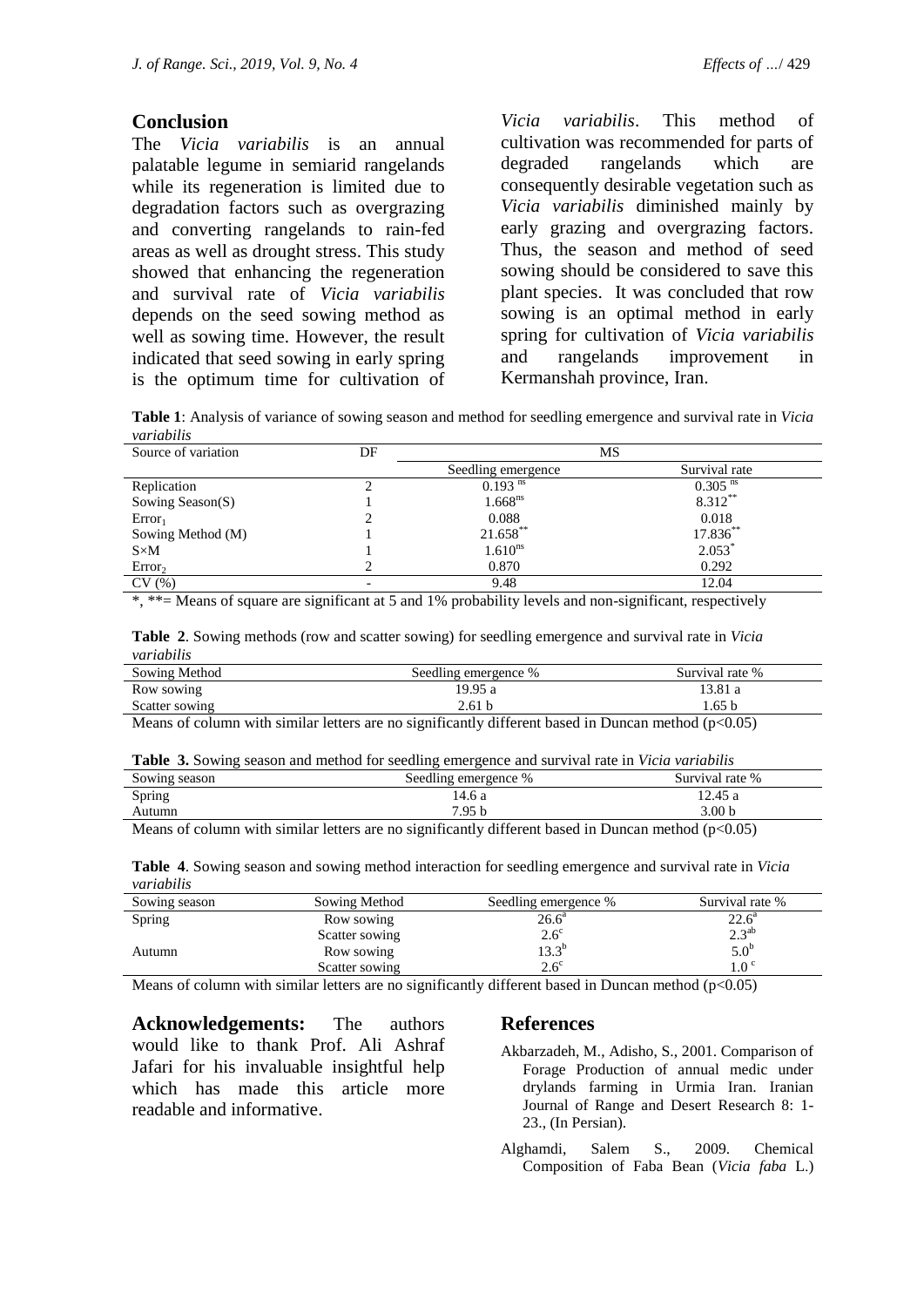## Conclusion

The *Vicia variabilis* is an annual palatable legume in semiarid rangelands while its regeneration is limited due to degradation factors such as overgrazing and converting rangelands to rain-fed areas as well as drought stress. This study showed that enhancing the regeneration and survival rate of *Vicia variabilis* depends on the seed sowing method as well as sowing time. However, the result indicated that seed sowing in early spring is the optimum time for cultivation of *Vicia variabilis*. This method of cultivation was recommended for parts of degraded rangelands which are consequently desirable vegetation such as *Vicia variabilis* diminished mainly by early grazing and overgrazing factors. Thus, the season and method of seed sowing should be considered to save this plant species. It was concluded that row sowing is an optimal method in early spring for cultivation of *Vicia variabilis* and rangelands improvement in Kermanshah province, Iran.

**Table 1**: Analysis of variance of sowing season and method for seedling emergence and survival rate in *Vicia variabilis*

| Source of variation | DF | MS | |
|---|---|---|---|
| | | Seedling emergence | Survival rate |
| Replication | 2 | $0.193^{ns}$ | $0.305^{ns}$ |
| Sowing Season(S) | 1 | $1.668^{ns}$ | $8.312^{**}$ |
| $Error_1$ | 2 | 0.088 | 0.018 |
| Sowing Method (M) | 1 | $21.658^{**}$ | $17.836^{**}$ |
| S×M | 1 | $1.610^{ns}$ | $2.053^{*}$ |
| $Error_2$ | 2 | 0.870 | 0.292 |
| CV (%) | - | 9.48 | 12.04 |

*, **= Means of square are significant at 5 and 1% probability levels and non-significant, respectively

**Table 2**. Sowing methods (row and scatter sowing) for seedling emergence and survival rate in *Vicia variabilis*

| Sowing Method | Seedling emergence % | Survival rate % |
|---|---|---|
| Row sowing | 19.95 a | 13.81 a |
| Scatter sowing | 2.61 b | 1.65 b |

Means of column with similar letters are no significantly different based in Duncan method ($p<0.05$)

**Table 3.** Sowing season and method for seedling emergence and survival rate in *Vicia variabilis*

| Sowing season | Seedling emergence % | Survival rate % |
|---|---|---|
| Spring | 14.6 a | 12.45 a |
| Autumn | 7.95 b | 3.00 b |

Means of column with similar letters are no significantly different based in Duncan method ($p<0.05$)

**Table 4**. Sowing season and sowing method interaction for seedling emergence and survival rate in *Vicia variabilis*

| Sowing season | Sowing Method | Seedling emergence % | Survival rate % |
|---|---|---|---|
| Spring | Row sowing | $26.6^{a}$ | $22.6^{a}$ |
| | Scatter sowing | $2.6^{c}$ | $2.3^{ab}$ |
| Autumn | Row sowing | $13.3^{b}$ | $5.0^{b}$ |
| | Scatter sowing | $2.6^{c}$ | $1.0^{c}$ |

Means of column with similar letters are no significantly different based in Duncan method ($p<0.05$)

**Acknowledgements:** The authors would like to thank Prof. Ali Ashraf Jafari for his invaluable insightful help which has made this article more readable and informative.

## References

Akbarzadeh, M., Adisho, S., 2001. Comparison of Forage Production of annual medic under drylands farming in Urmia Iran. Iranian Journal of Range and Desert Research 8: 1-23., (In Persian).

Alghamdi, Salem S., 2009. Chemical Composition of Faba Bean (*Vicia faba* L.)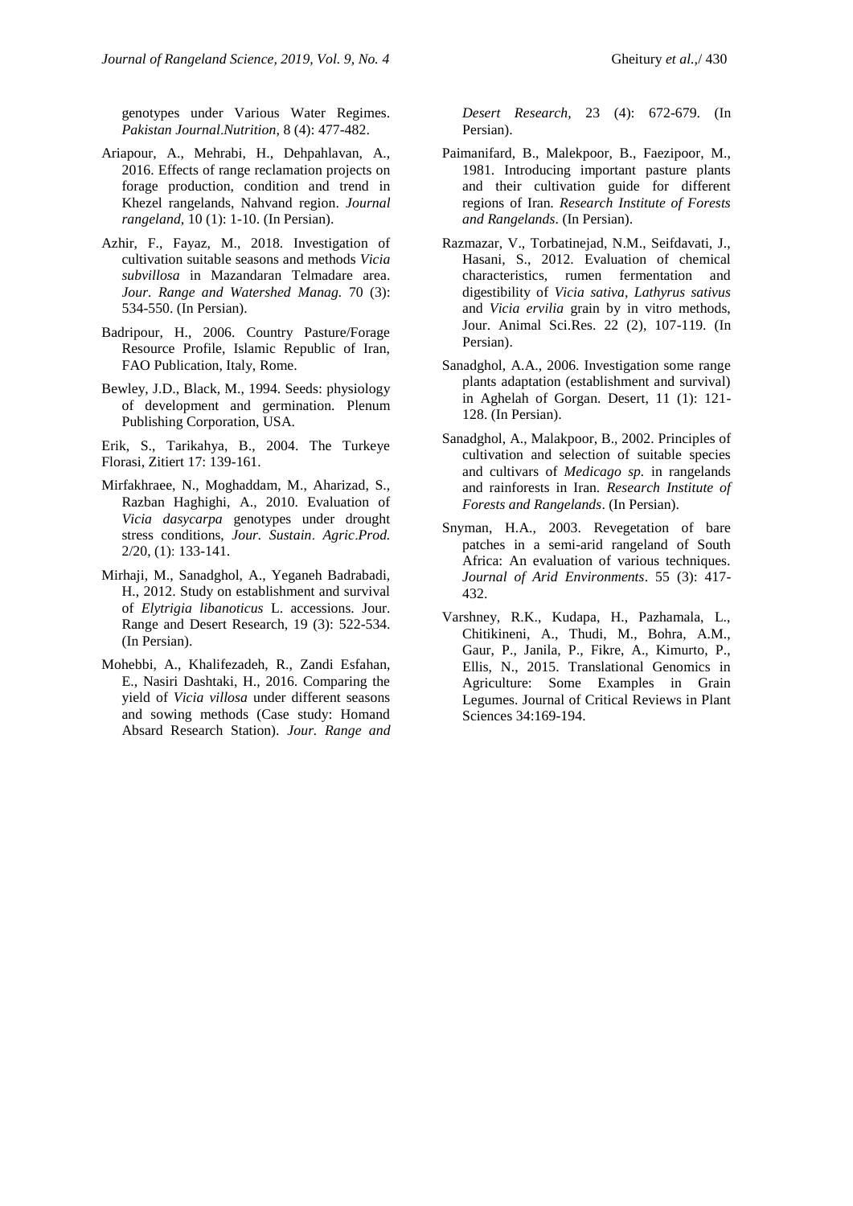genotypes under Various Water Regimes. *Pakistan Journal.Nutrition*, 8 (4): 477-482.

Ariapour, A., Mehrabi, H., Dehpahlavan, A., 2016. Effects of range reclamation projects on forage production, condition and trend in Khezel rangelands, Nahvand region. *Journal rangeland,* 10 (1): 1-10. (In Persian).

Azhir, F., Fayaz, M., 2018. Investigation of cultivation suitable seasons and methods *Vicia subvillosa* in Mazandaran Telmadare area. *Jour. Range and Watershed Manag.* 70 (3): 534-550. (In Persian).

Badripour, H., 2006. Country Pasture/Forage Resource Profile, Islamic Republic of Iran, FAO Publication, Italy, Rome.

Bewley, J.D., Black, M., 1994. Seeds: physiology of development and germination. Plenum Publishing Corporation, USA.

Erik, S., Tarikahya, B., 2004. The Turkeye Florasi, Zitiert 17: 139-161.

Mirfakhraee, N., Moghaddam, M., Aharizad, S., Razban Haghighi, A., 2010. Evaluation of *Vicia dasycarpa* genotypes under drought stress conditions, *Jour. Sustain. Agric.Prod.* 2/20, (1): 133-141.

Mirhaji, M., Sanadghol, A., Yeganeh Badrabadi, H., 2012. Study on establishment and survival of *Elytrigia libanoticus* L. accessions. Jour. Range and Desert Research, 19 (3): 522-534. (In Persian).

Mohebbi, A., Khalifezadeh, R., Zandi Esfahan, E., Nasiri Dashtaki, H., 2016. Comparing the yield of *Vicia villosa* under different seasons and sowing methods (Case study: Homand Absard Research Station). *Jour. Range and Desert Research,* 23 (4): 672-679. (In Persian).

Paimanifard, B., Malekpoor, B., Faezipoor, M., 1981. Introducing important pasture plants and their cultivation guide for different regions of Iran. *Research Institute of Forests and Rangelands*. (In Persian).

Razmazar, V., Torbatinejad, N.M., Seifdavati, J., Hasani, S., 2012. Evaluation of chemical characteristics, rumen fermentation and digestibility of *Vicia sativa*, *Lathyrus sativus* and *Vicia ervilia* grain by in vitro methods, Jour. Animal Sci.Res. 22 (2), 107-119. (In Persian).

Sanadghol, A.A., 2006. Investigation some range plants adaptation (establishment and survival) in Aghelah of Gorgan. Desert, 11 (1): 121-128. (In Persian).

Sanadghol, A., Malakpoor, B., 2002. Principles of cultivation and selection of suitable species and cultivars of *Medicago sp.* in rangelands and rainforests in Iran. *Research Institute of Forests and Rangelands*. (In Persian).

Snyman, H.A., 2003. Revegetation of bare patches in a semi-arid rangeland of South Africa: An evaluation of various techniques. *Journal of Arid Environments*. 55 (3): 417-432.

Varshney, R.K., Kudapa, H., Pazhamala, L., Chitikineni, A., Thudi, M., Bohra, A.M., Gaur, P., Janila, P., Fikre, A., Kimurto, P., Ellis, N., 2015. Translational Genomics in Agriculture: Some Examples in Grain Legumes. Journal of Critical Reviews in Plant Sciences 34:169-194.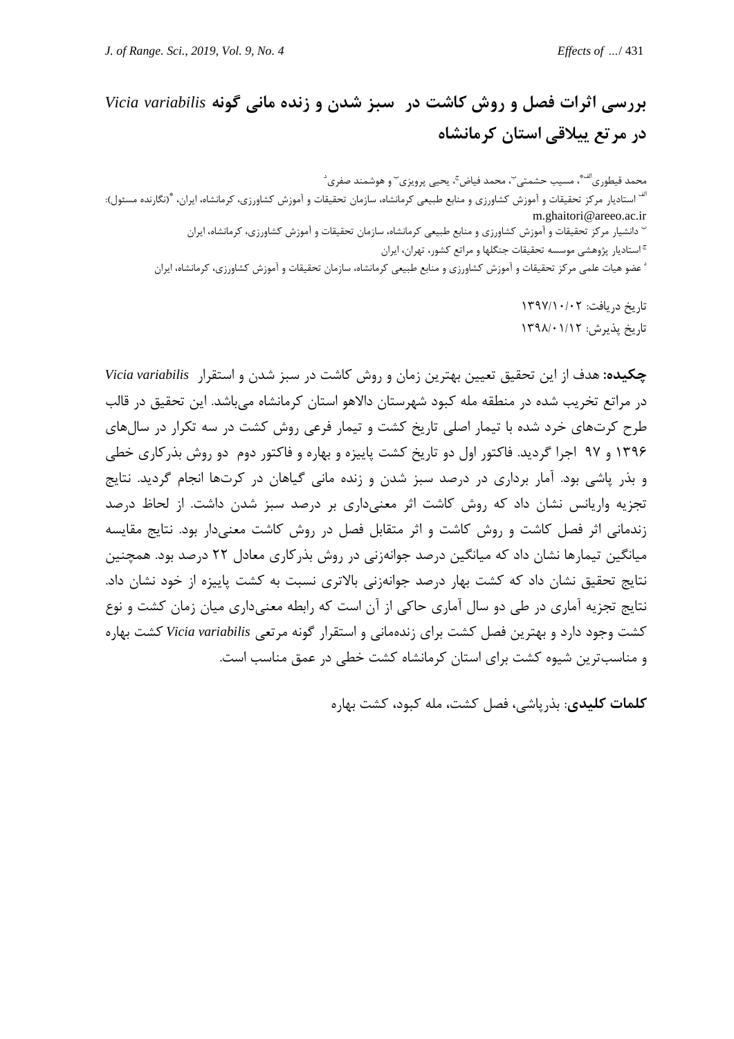# بررسی اثرات فصل و روش کاشت در سبز شدن و زنده مانی گونه *Vicia variabilis* در مرتع ییلاقی استان کرمانشاه

محمد قیطوری[الف*]، مسیب حشمتی[ب]، محمد فیاض[ج]، یحیی پرویزی[ب] و هوشمند صفری[د]

[الف] استادیار مرکز تحقیقات و آموزش کشاورزی و منابع طبیعی کرمانشاه، سازمان تحقیقات و آموزش کشاورزی، کرمانشاه، ایران، [*](نگارنده مسئول): m.ghaitori@areeo.ac.ir

[ب] دانشیار مرکز تحقیقات و آموزش کشاورزی و منابع طبیعی کرمانشاه، سازمان تحقیقات و آموزش کشاورزی، کرمانشاه، ایران

[ج] استادیار پژوهشی موسسه تحقیقات جنگلها و مراتع کشور، تهران، ایران

[د] عضو هیات علمی مرکز تحقیقات و آموزش کشاورزی و منابع طبیعی کرمانشاه، سازمان تحقیقات و آموزش کشاورزی، کرمانشاه، ایران

تاریخ دریافت: ۱۳۹۷/۱۰/۰۲

تاریخ پذیرش: ۱۳۹۸/۰۱/۱۲

**چکیده:** هدف از این تحقیق تعیین بهترین زمان و روش کاشت در سبز شدن و استقرار *Vicia variabilis* در مراتع تخریب شده در منطقه مله کبود شهرستان دالاهو استان کرمانشاه می‌باشد. این تحقیق در قالب طرح کرت‌های خرد شده با تیمار اصلی تاریخ کشت و تیمار فرعی روش کشت در سه تکرار در سال‌های ۱۳۹۶ و ۹۷ اجرا گردید. فاکتور اول دو تاریخ کشت پاییزه و بهاره و فاکتور دوم دو روش بذرکاری خطی و بذر پاشی بود. آمار برداری در درصد سبز شدن و زنده مانی گیاهان در کرت‌ها انجام گردید. نتایج تجزیه واریانس نشان داد که روش کاشت اثر معنی‌داری بر درصد سبز شدن داشت. از لحاظ درصد زندمانی اثر فصل کاشت و روش کاشت و اثر متقابل فصل در روش کاشت معنی‌دار بود. نتایج مقایسه میانگین تیمارها نشان داد که میانگین درصد جوانه‌زنی در روش بذرکاری معادل ۲۲ درصد بود. همچنین نتایج تحقیق نشان داد که کشت بهار درصد جوانه‌زنی بالاتری نسبت به کشت پاییزه از خود نشان داد. نتایج تجزیه آماری در طی دو سال آماری حاکی از آن است که رابطه معنی‌داری میان زمان کشت و نوع کشت وجود دارد و بهترین فصل کشت برای زنده‌مانی و استقرار گونه مرتعی *Vicia variabilis* کشت بهاره و مناسب‌ترین شیوه کشت برای استان کرمانشاه کشت خطی در عمق مناسب است.

**کلمات کلیدی**: بذرپاشی، فصل کشت، مله کبود، کشت بهاره